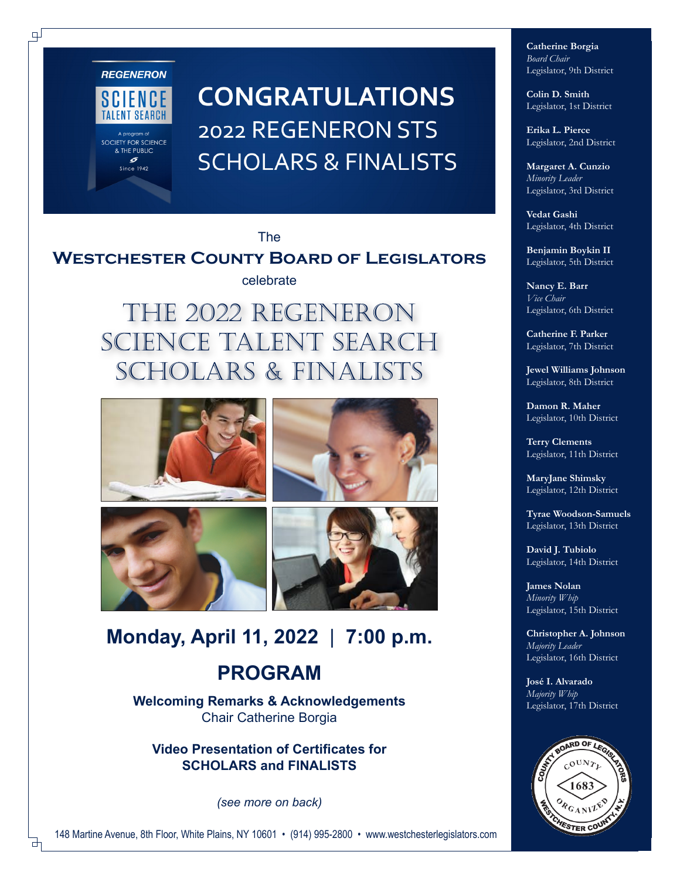REGENERON
SCIENCE TALENT SEARCH
A program of SOCIETY FOR SCIENCE & THE PUBLIC
Since 1942

# CONGRATULATIONS
## 2022 REGENERON STS SCHOLARS & FINALISTS

The
**WESTCHESTER COUNTY BOARD OF LEGISLATORS**
celebrate

# THE 2022 REGENERON SCIENCE TALENT SEARCH SCHOLARS & FINALISTS

## Monday, April 11, 2022 | 7:00 p.m.

## PROGRAM

**Welcoming Remarks & Acknowledgements**
Chair Catherine Borgia

**Video Presentation of Certificates for SCHOLARS and FINALISTS**

*(see more on back)*

148 Martine Avenue, 8th Floor, White Plains, NY 10601 • (914) 995-2800 • www.westchesterlegislators.com

**Catherine Borgia**
*Board Chair*
Legislator, 9th District

**Colin D. Smith**
Legislator, 1st District

**Erika L. Pierce**
Legislator, 2nd District

**Margaret A. Cunzio**
*Minority Leader*
Legislator, 3rd District

**Vedat Gashi**
Legislator, 4th District

**Benjamin Boykin II**
Legislator, 5th District

**Nancy E. Barr**
*Vice Chair*
Legislator, 6th District

**Catherine F. Parker**
Legislator, 7th District

**Jewel Williams Johnson**
Legislator, 8th District

**Damon R. Maher**
Legislator, 10th District

**Terry Clements**
Legislator, 11th District

**MaryJane Shimsky**
Legislator, 12th District

**Tyrae Woodson-Samuels**
Legislator, 13th District

**David J. Tubiolo**
Legislator, 14th District

**James Nolan**
*Minority Whip*
Legislator, 15th District

**Christopher A. Johnson**
*Majority Leader*
Legislator, 16th District

**José I. Alvarado**
*Majority Whip*
Legislator, 17th District

COUNTY BOARD OF LEGISLATORS • COUNTY ORGANIZED 1683 • WESTCHESTER COUNTY, N.Y.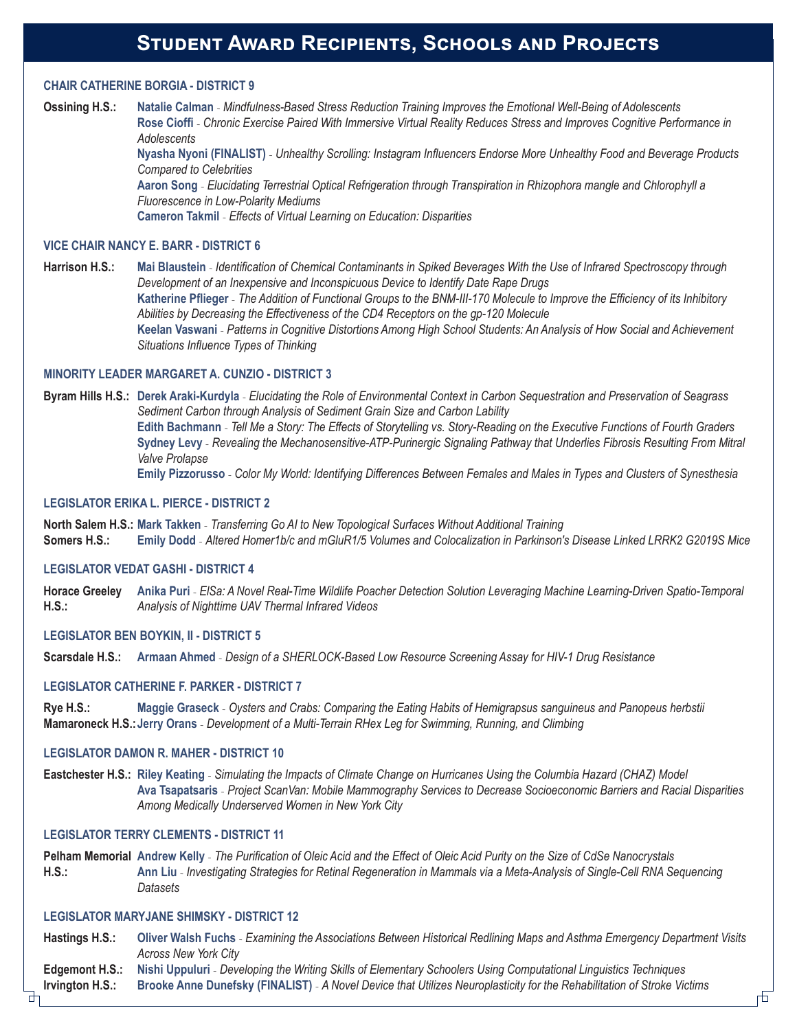# Student Award Recipients, Schools and Projects

### CHAIR CATHERINE BORGIA - DISTRICT 9

**Ossining H.S.:**
- **Natalie Calman** - *Mindfulness-Based Stress Reduction Training Improves the Emotional Well-Being of Adolescents*
- **Rose Cioffi** - *Chronic Exercise Paired With Immersive Virtual Reality Reduces Stress and Improves Cognitive Performance in Adolescents*
- **Nyasha Nyoni (FINALIST)** - *Unhealthy Scrolling: Instagram Influencers Endorse More Unhealthy Food and Beverage Products Compared to Celebrities*
- **Aaron Song** - *Elucidating Terrestrial Optical Refrigeration through Transpiration in Rhizophora mangle and Chlorophyll a Fluorescence in Low-Polarity Mediums*
- **Cameron Takmil** - *Effects of Virtual Learning on Education: Disparities*

### VICE CHAIR NANCY E. BARR - DISTRICT 6

**Harrison H.S.:**
- **Mai Blaustein** - *Identification of Chemical Contaminants in Spiked Beverages With the Use of Infrared Spectroscopy through Development of an Inexpensive and Inconspicuous Device to Identify Date Rape Drugs*
- **Katherine Pflieger** - *The Addition of Functional Groups to the BNM-III-170 Molecule to Improve the Efficiency of its Inhibitory Abilities by Decreasing the Effectiveness of the CD4 Receptors on the gp-120 Molecule*
- **Keelan Vaswani** - *Patterns in Cognitive Distortions Among High School Students: An Analysis of How Social and Achievement Situations Influence Types of Thinking*

### MINORITY LEADER MARGARET A. CUNZIO - DISTRICT 3

**Byram Hills H.S.:**
- **Derek Araki-Kurdyla** - *Elucidating the Role of Environmental Context in Carbon Sequestration and Preservation of Seagrass Sediment Carbon through Analysis of Sediment Grain Size and Carbon Lability*
- **Edith Bachmann** - *Tell Me a Story: The Effects of Storytelling vs. Story-Reading on the Executive Functions of Fourth Graders*
- **Sydney Levy** - *Revealing the Mechanosensitive-ATP-Purinergic Signaling Pathway that Underlies Fibrosis Resulting From Mitral Valve Prolapse*
- **Emily Pizzorusso** - *Color My World: Identifying Differences Between Females and Males in Types and Clusters of Synesthesia*

### LEGISLATOR ERIKA L. PIERCE - DISTRICT 2

**North Salem H.S.:** **Mark Takken** - *Transferring Go AI to New Topological Surfaces Without Additional Training*

**Somers H.S.:** **Emily Dodd** - *Altered Homer1b/c and mGluR1/5 Volumes and Colocalization in Parkinson's Disease Linked LRRK2 G2019S Mice*

### LEGISLATOR VEDAT GASHI - DISTRICT 4

**Horace Greeley H.S.:** **Anika Puri** - *ElSa: A Novel Real-Time Wildlife Poacher Detection Solution Leveraging Machine Learning-Driven Spatio-Temporal Analysis of Nighttime UAV Thermal Infrared Videos*

### LEGISLATOR BEN BOYKIN, II - DISTRICT 5

**Scarsdale H.S.:** **Armaan Ahmed** - *Design of a SHERLOCK-Based Low Resource Screening Assay for HIV-1 Drug Resistance*

### LEGISLATOR CATHERINE F. PARKER - DISTRICT 7

**Rye H.S.:** **Maggie Graseck** - *Oysters and Crabs: Comparing the Eating Habits of Hemigrapsus sanguineus and Panopeus herbstii*

**Mamaroneck H.S.:** **Jerry Orans** - *Development of a Multi-Terrain RHex Leg for Swimming, Running, and Climbing*

### LEGISLATOR DAMON R. MAHER - DISTRICT 10

**Eastchester H.S.:**
- **Riley Keating** - *Simulating the Impacts of Climate Change on Hurricanes Using the Columbia Hazard (CHAZ) Model*
- **Ava Tsapatsaris** - *Project ScanVan: Mobile Mammography Services to Decrease Socioeconomic Barriers and Racial Disparities Among Medically Underserved Women in New York City*

### LEGISLATOR TERRY CLEMENTS - DISTRICT 11

**Pelham Memorial H.S.:**
- **Andrew Kelly** - *The Purification of Oleic Acid and the Effect of Oleic Acid Purity on the Size of CdSe Nanocrystals*
- **Ann Liu** - *Investigating Strategies for Retinal Regeneration in Mammals via a Meta-Analysis of Single-Cell RNA Sequencing Datasets*

### LEGISLATOR MARYJANE SHIMSKY - DISTRICT 12

**Hastings H.S.:** **Oliver Walsh Fuchs** - *Examining the Associations Between Historical Redlining Maps and Asthma Emergency Department Visits Across New York City*

**Edgemont H.S.:** **Nishi Uppuluri** - *Developing the Writing Skills of Elementary Schoolers Using Computational Linguistics Techniques*

**Irvington H.S.:** **Brooke Anne Dunefsky (FINALIST)** - *A Novel Device that Utilizes Neuroplasticity for the Rehabilitation of Stroke Victims*